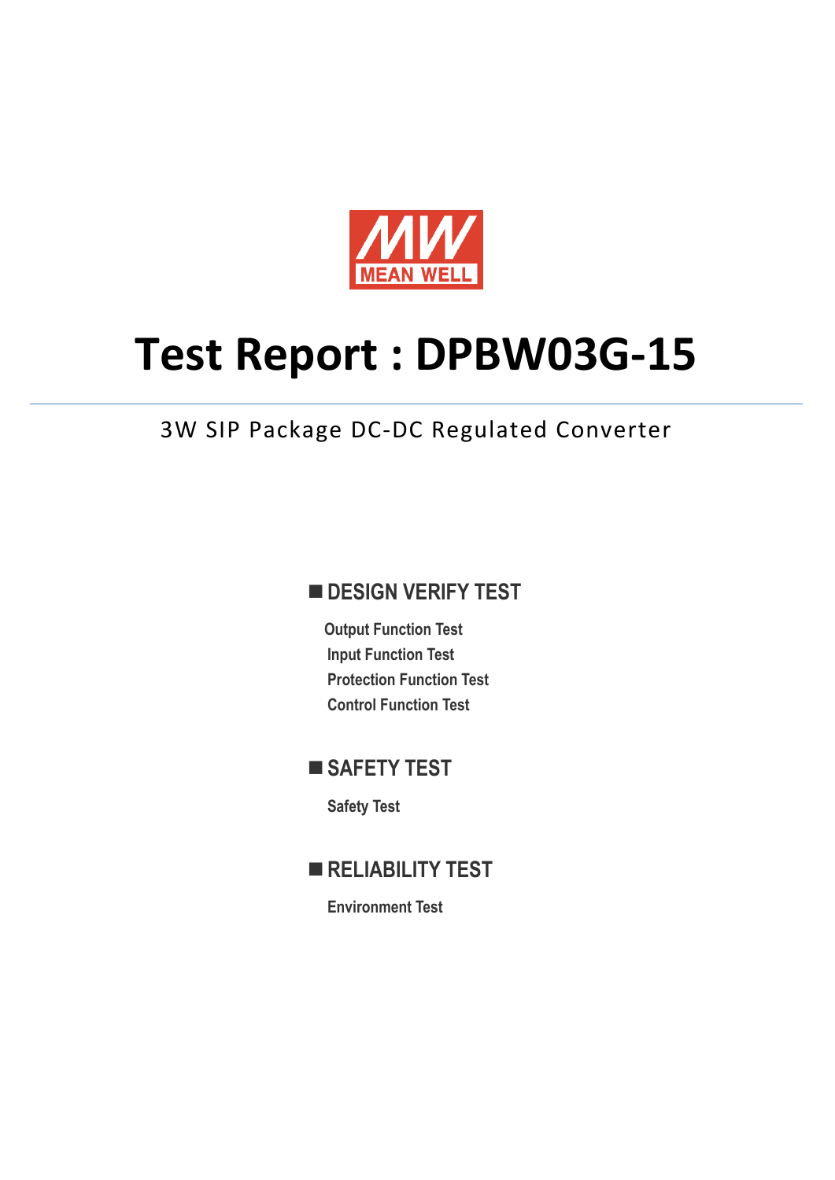MEAN WELL

# Test Report : DPBW03G-15

3W SIP Package DC-DC Regulated Converter

## ■ DESIGN VERIFY TEST

**Output Function Test**
**Input Function Test**
**Protection Function Test**
**Control Function Test**

## ■ SAFETY TEST

**Safety Test**

## ■ RELIABILITY TEST

**Environment Test**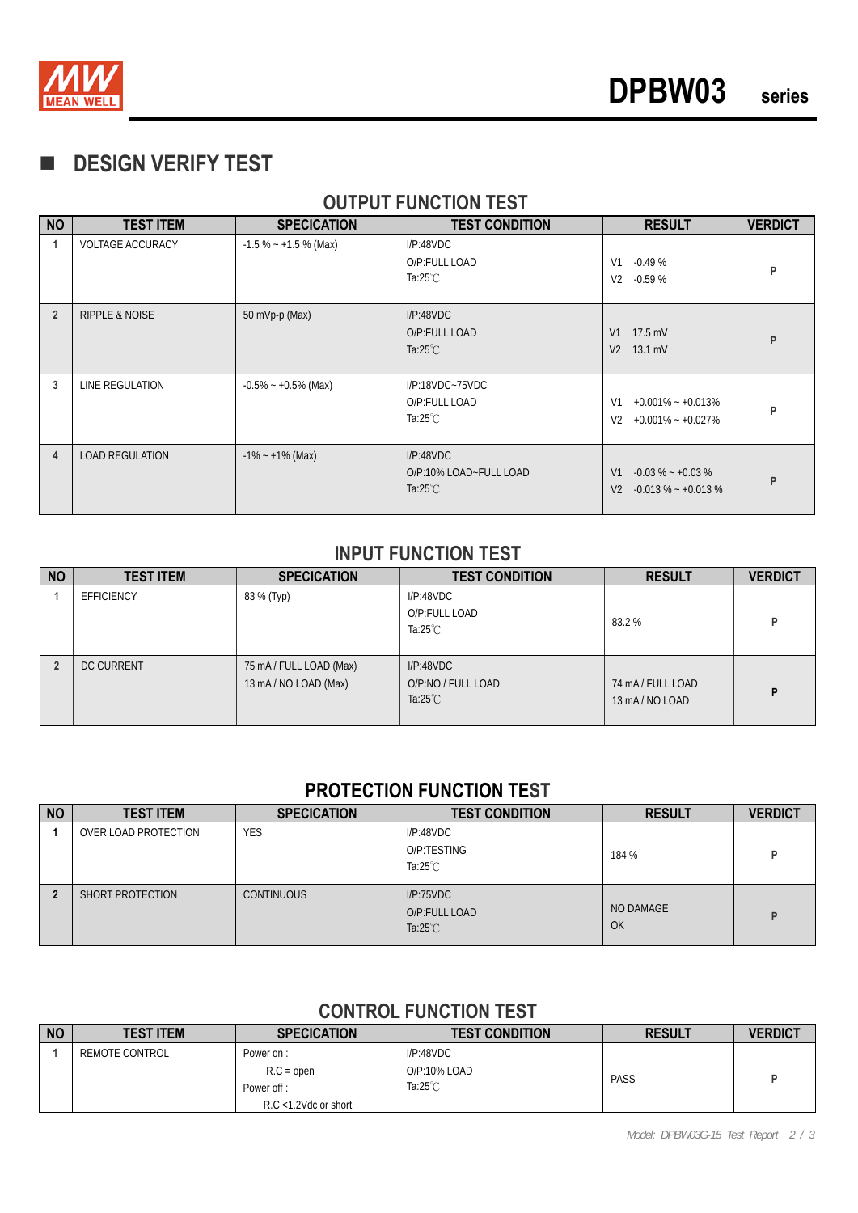## ■ DESIGN VERIFY TEST

### OUTPUT FUNCTION TEST

| NO | TEST ITEM | SPECICATION | TEST CONDITION | RESULT | VERDICT |
|---|---|---|---|---|---|
| 1 | VOLTAGE ACCURACY | -1.5 % ~ +1.5 % (Max) | I/P:48VDC<br>O/P:FULL LOAD<br>Ta:25℃ | V1 -0.49 %<br>V2 -0.59 % | P |
| 2 | RIPPLE & NOISE | 50 mVp-p (Max) | I/P:48VDC<br>O/P:FULL LOAD<br>Ta:25℃ | V1 17.5 mV<br>V2 13.1 mV | P |
| 3 | LINE REGULATION | -0.5% ~ +0.5% (Max) | I/P:18VDC~75VDC<br>O/P:FULL LOAD<br>Ta:25℃ | V1 +0.001% ~ +0.013%<br>V2 +0.001% ~ +0.027% | P |
| 4 | LOAD REGULATION | -1% ~ +1% (Max) | I/P:48VDC<br>O/P:10% LOAD~FULL LOAD<br>Ta:25℃ | V1 -0.03 % ~ +0.03 %<br>V2 -0.013 % ~ +0.013 % | P |

### INPUT FUNCTION TEST

| NO | TEST ITEM | SPECICATION | TEST CONDITION | RESULT | VERDICT |
|---|---|---|---|---|---|
| 1 | EFFICIENCY | 83 % (Typ) | I/P:48VDC<br>O/P:FULL LOAD<br>Ta:25℃ | 83.2 % | P |
| 2 | DC CURRENT | 75 mA / FULL LOAD (Max)<br>13 mA / NO LOAD (Max) | I/P:48VDC<br>O/P:NO / FULL LOAD<br>Ta:25℃ | 74 mA / FULL LOAD<br>13 mA / NO LOAD | P |

### PROTECTION FUNCTION TEST

| NO | TEST ITEM | SPECICATION | TEST CONDITION | RESULT | VERDICT |
|---|---|---|---|---|---|
| 1 | OVER LOAD PROTECTION | YES | I/P:48VDC<br>O/P:TESTING<br>Ta:25℃ | 184 % | P |
| 2 | SHORT PROTECTION | CONTINUOUS | I/P:75VDC<br>O/P:FULL LOAD<br>Ta:25℃ | NO DAMAGE<br>OK | P |

### CONTROL FUNCTION TEST

| NO | TEST ITEM | SPECICATION | TEST CONDITION | RESULT | VERDICT |
|---|---|---|---|---|---|
| 1 | REMOTE CONTROL | Power on :<br>R.C = open<br>Power off :<br>R.C <1.2Vdc or short | I/P:48VDC<br>O/P:10% LOAD<br>Ta:25℃ | PASS | P |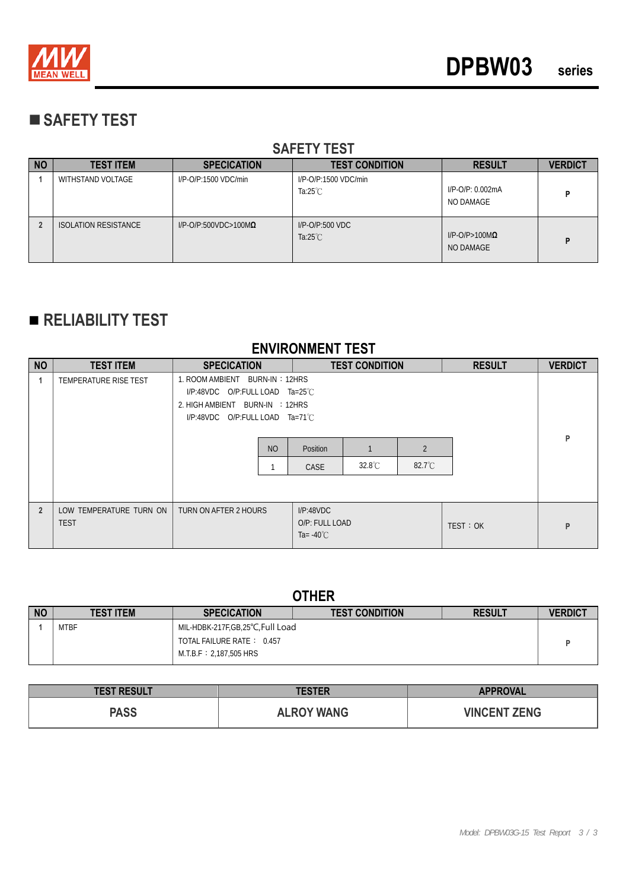# ■ SAFETY TEST

**SAFETY TEST**

| NO | TEST ITEM | SPECICATION | TEST CONDITION | RESULT | VERDICT |
|---|---|---|---|---|---|
| 1 | WITHSTAND VOLTAGE | I/P-O/P:1500 VDC/min | I/P-O/P:1500 VDC/min<br>Ta:25℃ | I/P-O/P: 0.002mA<br>NO DAMAGE | P |
| 2 | ISOLATION RESISTANCE | I/P-O/P:500VDC>100MΩ | I/P-O/P:500 VDC<br>Ta:25℃ | I/P-O/P>100MΩ<br>NO DAMAGE | P |

# ■ RELIABILITY TEST

**ENVIRONMENT TEST**

| NO | TEST ITEM | SPECICATION | TEST CONDITION | RESULT | VERDICT |
|---|---|---|---|---|---|
| 1 | TEMPERATURE RISE TEST | 1. ROOM AMBIENT BURN-IN：12HRS<br>I/P:48VDC O/P:FULL LOAD Ta=25℃<br>2. HIGH AMBIENT BURN-IN ：12HRS<br>I/P:48VDC O/P:FULL LOAD Ta=71℃ | | | P |
| 2 | LOW TEMPERATURE TURN ON TEST | TURN ON AFTER 2 HOURS | I/P:48VDC<br>O/P: FULL LOAD<br>Ta= -40℃ | TEST：OK | P |

| NO | Position | 1 | 2 |
|---|---|---|---|
| 1 | CASE | 32.8℃ | 82.7℃ |

**OTHER**

| NO | TEST ITEM | SPECICATION | TEST CONDITION | RESULT | VERDICT |
|---|---|---|---|---|---|
| 1 | MTBF | MIL-HDBK-217F,GB,25℃,Full Load<br>TOTAL FAILURE RATE： 0.457<br>M.T.B.F：2,187,505 HRS | | | P |

| TEST RESULT | TESTER | APPROVAL |
|---|---|---|
| PASS | ALROY WANG | VINCENT ZENG |